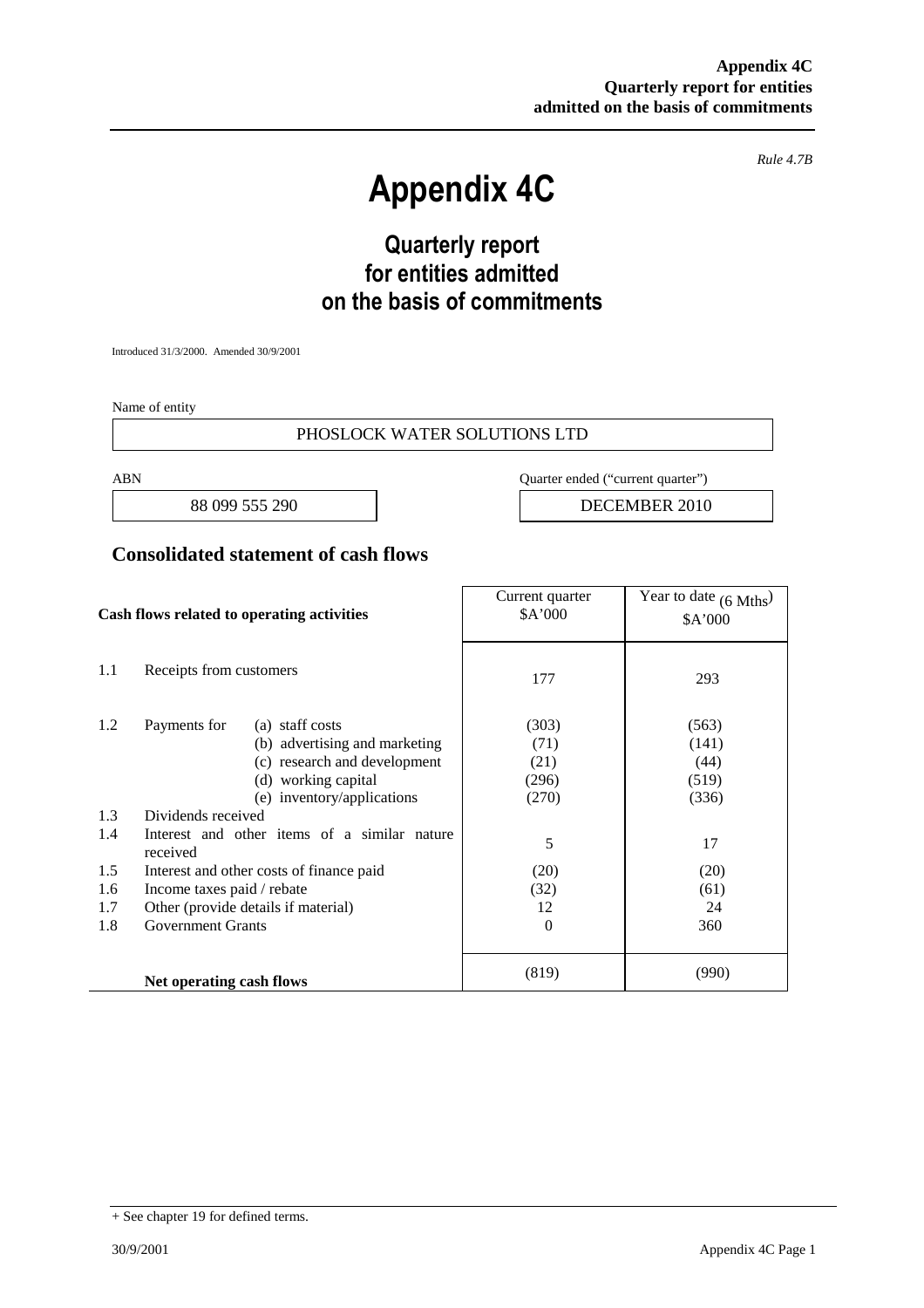*Rule 4.7B*

# Appendix 4C

## Quarterly report for entities admitted on the basis of commitments

Introduced 31/3/2000. Amended 30/9/2001

Name of entity

PHOSLOCK WATER SOLUTIONS LTD

| ABN | Quarter ended ("current quarter") |
|---|---|
| 88 099 555 290 | DECEMBER 2010 |

## Consolidated statement of cash flows

| | Cash flows related to operating activities | | Current quarter $A'000 | Year to date (6 Mths) $A'000 |
|---|---|---|---|---|
| 1.1 | Receipts from customers | | 177 | 293 |
| 1.2 | Payments for | (a) staff costs | (303) | (563) |
| | | (b) advertising and marketing | (71) | (141) |
| | | (c) research and development | (21) | (44) |
| | | (d) working capital | (296) | (519) |
| | | (e) inventory/applications | (270) | (336) |
| 1.3 | Dividends received | | | |
| 1.4 | Interest and other items of a similar nature received | | 5 | 17 |
| 1.5 | Interest and other costs of finance paid | | (20) | (20) |
| 1.6 | Income taxes paid / rebate | | (32) | (61) |
| 1.7 | Other (provide details if material) | | 12 | 24 |
| 1.8 | Government Grants | | 0 | 360 |
| | **Net operating cash flows** | | (819) | (990) |

+ See chapter 19 for defined terms.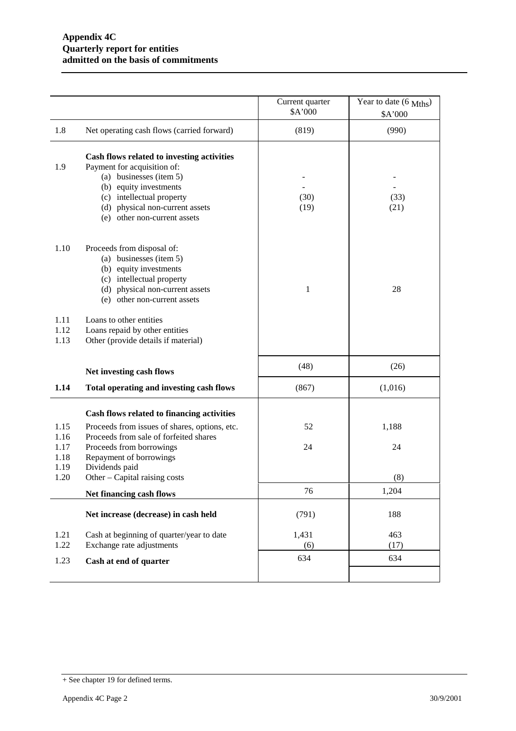**Appendix 4C**
**Quarterly report for entities**
**admitted on the basis of commitments**

| | | Current quarter<br>$A'000 | Year to date (6 Mths)<br>$A'000 |
|---|---|---|---|
| 1.8 | Net operating cash flows (carried forward) | (819) | (990) |
| | **Cash flows related to investing activities** | | |
| 1.9 | Payment for acquisition of: | | |
| | (a) businesses (item 5) | - | - |
| | (b) equity investments | - | - |
| | (c) intellectual property | (30) | (33) |
| | (d) physical non-current assets | (19) | (21) |
| | (e) other non-current assets | | |
| 1.10 | Proceeds from disposal of: | | |
| | (a) businesses (item 5) | | |
| | (b) equity investments | | |
| | (c) intellectual property | | |
| | (d) physical non-current assets | 1 | 28 |
| | (e) other non-current assets | | |
| 1.11 | Loans to other entities | | |
| 1.12 | Loans repaid by other entities | | |
| 1.13 | Other (provide details if material) | | |
| | **Net investing cash flows** | (48) | (26) |
| **1.14** | **Total operating and investing cash flows** | (867) | (1,016) |
| | **Cash flows related to financing activities** | | |
| 1.15 | Proceeds from issues of shares, options, etc. | 52 | 1,188 |
| 1.16 | Proceeds from sale of forfeited shares | | |
| 1.17 | Proceeds from borrowings | 24 | 24 |
| 1.18 | Repayment of borrowings | | |
| 1.19 | Dividends paid | | |
| 1.20 | Other – Capital raising costs | | (8) |
| | **Net financing cash flows** | 76 | 1,204 |
| | **Net increase (decrease) in cash held** | (791) | 188 |
| 1.21 | Cash at beginning of quarter/year to date | 1,431 | 463 |
| 1.22 | Exchange rate adjustments | (6) | (17) |
| 1.23 | **Cash at end of quarter** | 634 | 634 |

+ See chapter 19 for defined terms.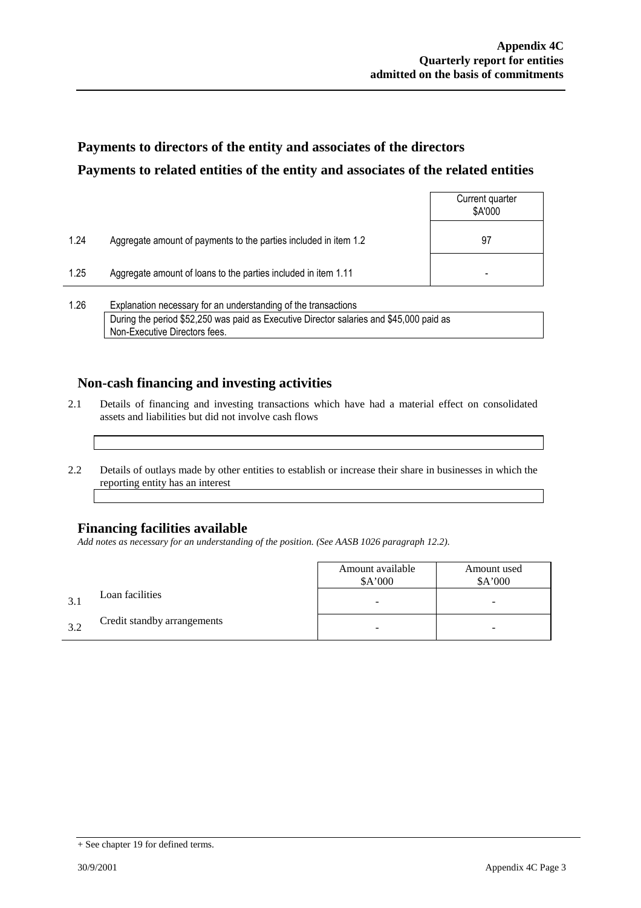## Payments to directors of the entity and associates of the directors

## Payments to related entities of the entity and associates of the related entities

| | | Current quarter $A'000 |
|---|---|---|
| 1.24 | Aggregate amount of payments to the parties included in item 1.2 | 97 |
| 1.25 | Aggregate amount of loans to the parties included in item 1.11 | - |

1.26 Explanation necessary for an understanding of the transactions

During the period $52,250 was paid as Executive Director salaries and $45,000 paid as Non-Executive Directors fees.

## Non-cash financing and investing activities

2.1 Details of financing and investing transactions which have had a material effect on consolidated assets and liabilities but did not involve cash flows

2.2 Details of outlays made by other entities to establish or increase their share in businesses in which the reporting entity has an interest

## Financing facilities available

*Add notes as necessary for an understanding of the position. (See AASB 1026 paragraph 12.2).*

| | | Amount available $A'000 | Amount used $A'000 |
|---|---|---|---|
| 3.1 | Loan facilities | - | - |
| 3.2 | Credit standby arrangements | - | - |

+ See chapter 19 for defined terms.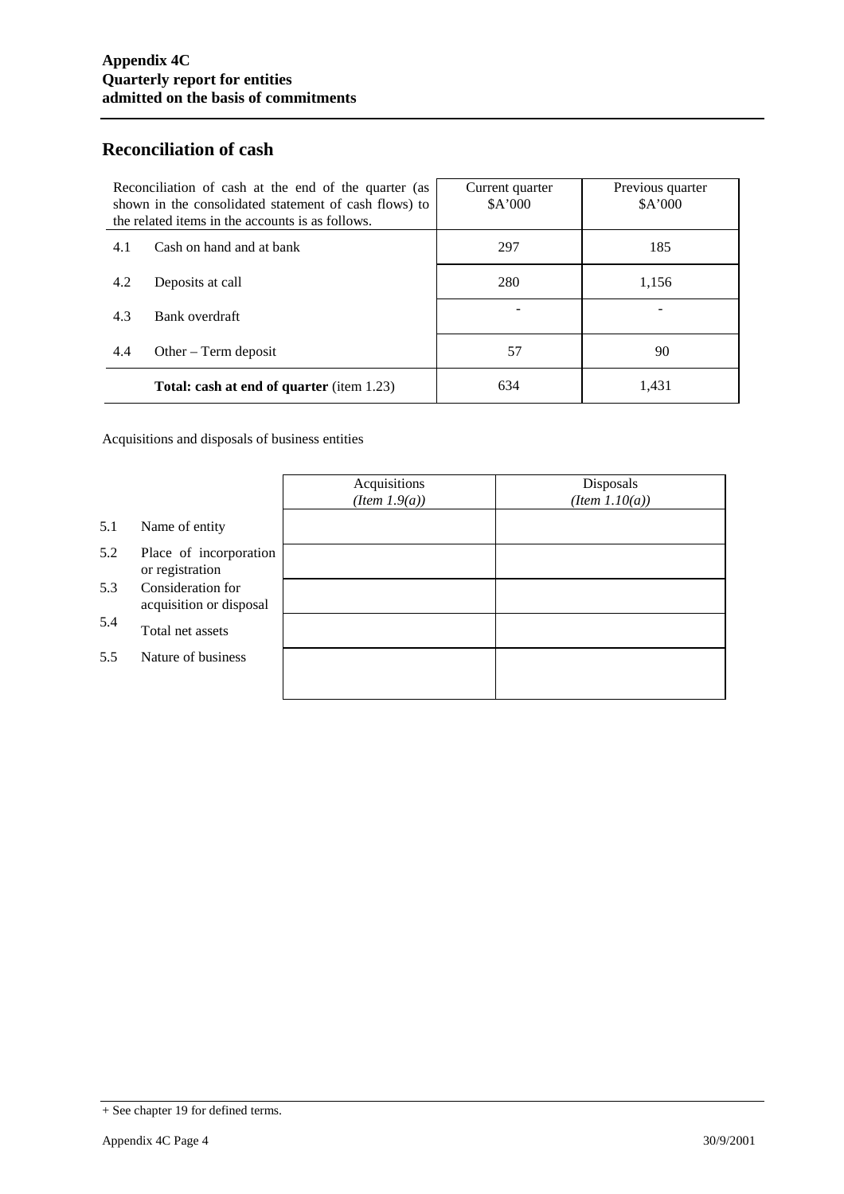## Reconciliation of cash

| Reconciliation of cash at the end of the quarter (as shown in the consolidated statement of cash flows) to the related items in the accounts is as follows. | | Current quarter $A'000 | Previous quarter $A'000 |
|---|---|---|---|
| 4.1 | Cash on hand and at bank | 297 | 185 |
| 4.2 | Deposits at call | 280 | 1,156 |
| 4.3 | Bank overdraft | - | - |
| 4.4 | Other – Term deposit | 57 | 90 |
| | **Total: cash at end of quarter** (item 1.23) | 634 | 1,431 |

Acquisitions and disposals of business entities

| | | Acquisitions *(Item 1.9(a))* | Disposals *(Item 1.10(a))* |
|---|---|---|---|
| 5.1 | Name of entity | | |
| 5.2 | Place of incorporation or registration | | |
| 5.3 | Consideration for acquisition or disposal | | |
| 5.4 | Total net assets | | |
| 5.5 | Nature of business | | |

+ See chapter 19 for defined terms.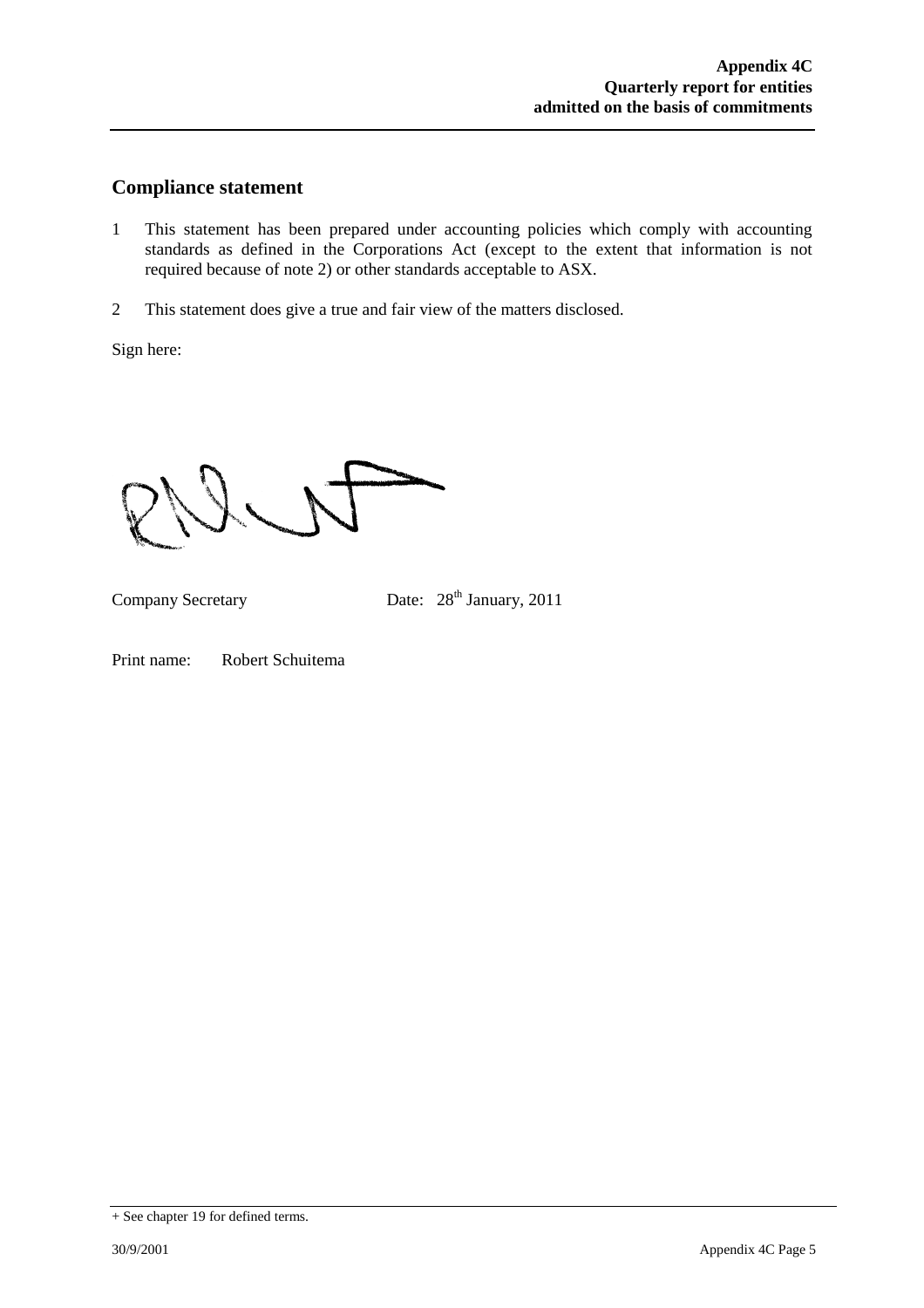## Compliance statement

1. This statement has been prepared under accounting policies which comply with accounting standards as defined in the Corporations Act (except to the extent that information is not required because of note 2) or other standards acceptable to ASX.

2. This statement does give a true and fair view of the matters disclosed.

Sign here:

Company Secretary        Date: 28th January, 2011

Print name: Robert Schuitema

+ See chapter 19 for defined terms.